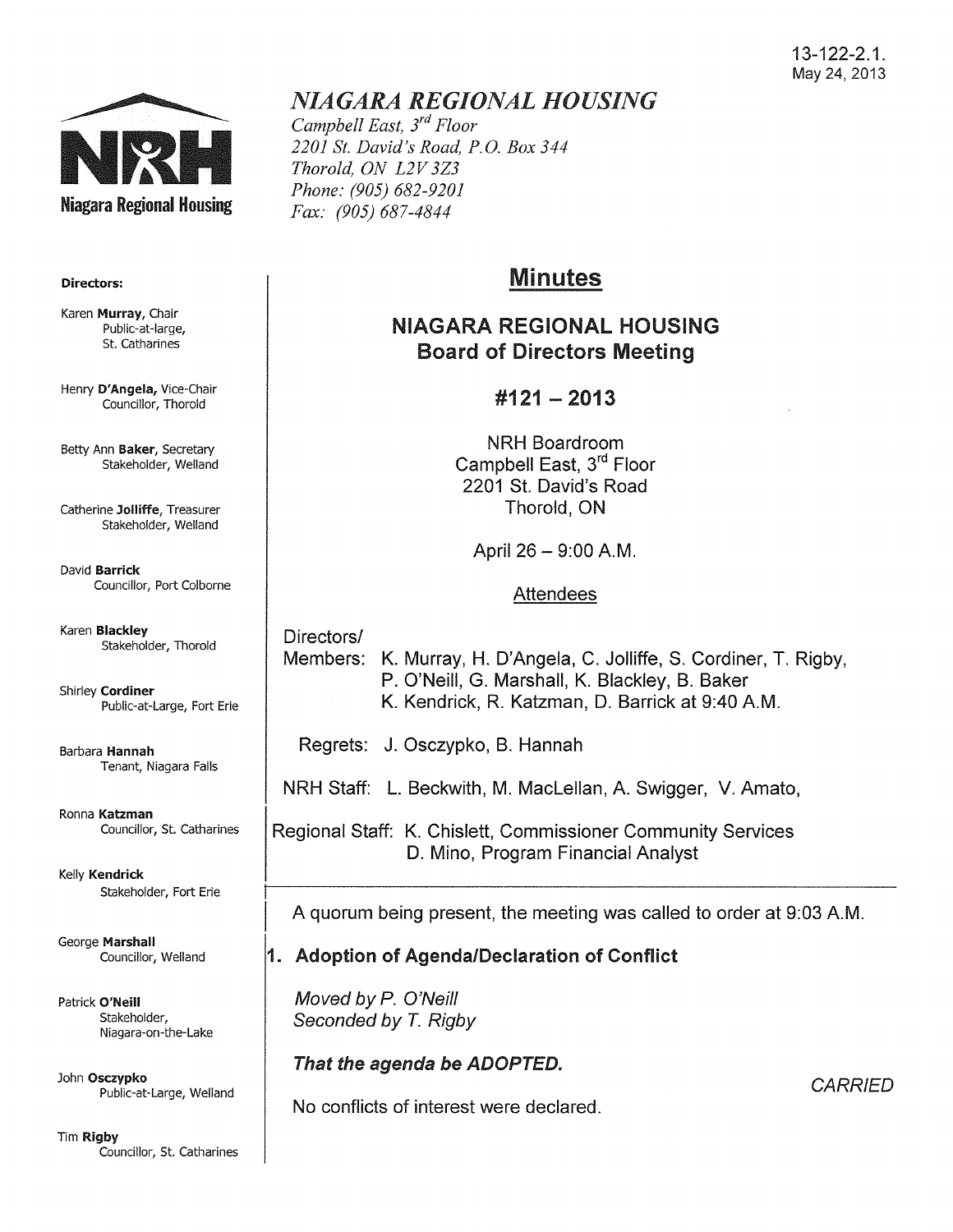13-122-2.1.
May 24, 2013

# *NIAGARA REGIONAL HOUSING*

*Campbell East, 3rd Floor*
*2201 St. David's Road, P.O. Box 344*
*Thorold, ON L2V 3Z3*
*Phone: (905) 682-9201*
*Fax: (905) 687-4844*

**Directors:**

Karen **Murray**, Chair
Public-at-large, St. Catharines

Henry **D'Angela**, Vice-Chair
Councillor, Thorold

Betty Ann **Baker**, Secretary
Stakeholder, Welland

Catherine **Jolliffe**, Treasurer
Stakeholder, Welland

David **Barrick**
Councillor, Port Colborne

Karen **Blackley**
Stakeholder, Thorold

Shirley **Cordiner**
Public-at-Large, Fort Erie

Barbara **Hannah**
Tenant, Niagara Falls

Ronna **Katzman**
Councillor, St. Catharines

Kelly **Kendrick**
Stakeholder, Fort Erie

George **Marshall**
Councillor, Welland

Patrick **O'Neill**
Stakeholder, Niagara-on-the-Lake

John **Osczypko**
Public-at-Large, Welland

Tim **Rigby**
Councillor, St. Catharines

## Minutes

## NIAGARA REGIONAL HOUSING Board of Directors Meeting

## #121 – 2013

NRH Boardroom
Campbell East, 3rd Floor
2201 St. David's Road
Thorold, ON

April 26 – 9:00 A.M.

Attendees

Directors/
Members: K. Murray, H. D'Angela, C. Jolliffe, S. Cordiner, T. Rigby, P. O'Neill, G. Marshall, K. Blackley, B. Baker
K. Kendrick, R. Katzman, D. Barrick at 9:40 A.M.

Regrets: J. Osczypko, B. Hannah

NRH Staff: L. Beckwith, M. MacLellan, A. Swigger, V. Amato,

Regional Staff: K. Chislett, Commissioner Community Services
D. Mino, Program Financial Analyst

A quorum being present, the meeting was called to order at 9:03 A.M.

### 1. Adoption of Agenda/Declaration of Conflict

*Moved by P. O'Neill*
*Seconded by T. Rigby*

***That the agenda be ADOPTED.***

*CARRIED*

No conflicts of interest were declared.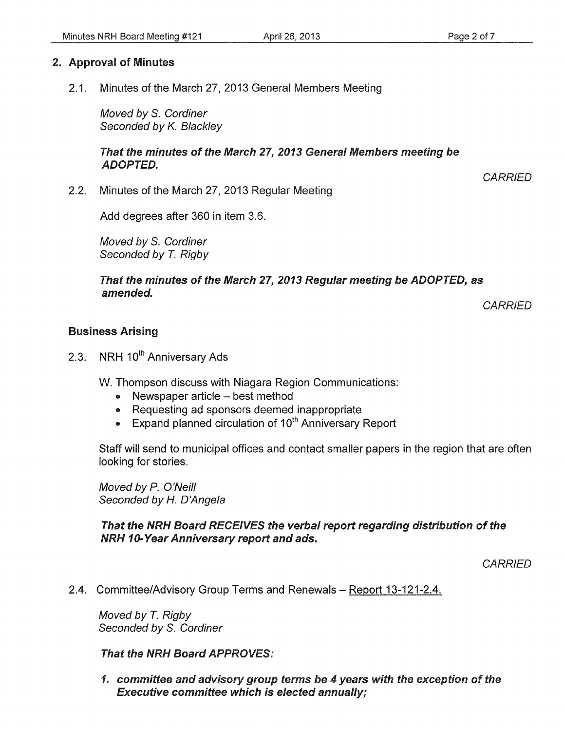## 2. Approval of Minutes

2.1. Minutes of the March 27, 2013 General Members Meeting

*Moved by S. Cordiner*
*Seconded by K. Blackley*

***That the minutes of the March 27, 2013 General Members meeting be ADOPTED.***

*CARRIED*

2.2. Minutes of the March 27, 2013 Regular Meeting

Add degrees after 360 in item 3.6.

*Moved by S. Cordiner*
*Seconded by T. Rigby*

***That the minutes of the March 27, 2013 Regular meeting be ADOPTED, as amended.***

*CARRIED*

### Business Arising

2.3. NRH 10th Anniversary Ads

W. Thompson discuss with Niagara Region Communications:

- Newspaper article – best method
- Requesting ad sponsors deemed inappropriate
- Expand planned circulation of 10th Anniversary Report

Staff will send to municipal offices and contact smaller papers in the region that are often looking for stories.

*Moved by P. O'Neill*
*Seconded by H. D'Angela*

***That the NRH Board RECEIVES the verbal report regarding distribution of the NRH 10-Year Anniversary report and ads.***

*CARRIED*

2.4. Committee/Advisory Group Terms and Renewals – Report 13-121-2.4.

*Moved by T. Rigby*
*Seconded by S. Cordiner*

***That the NRH Board APPROVES:***

1. ***committee and advisory group terms be 4 years with the exception of the Executive committee which is elected annually;***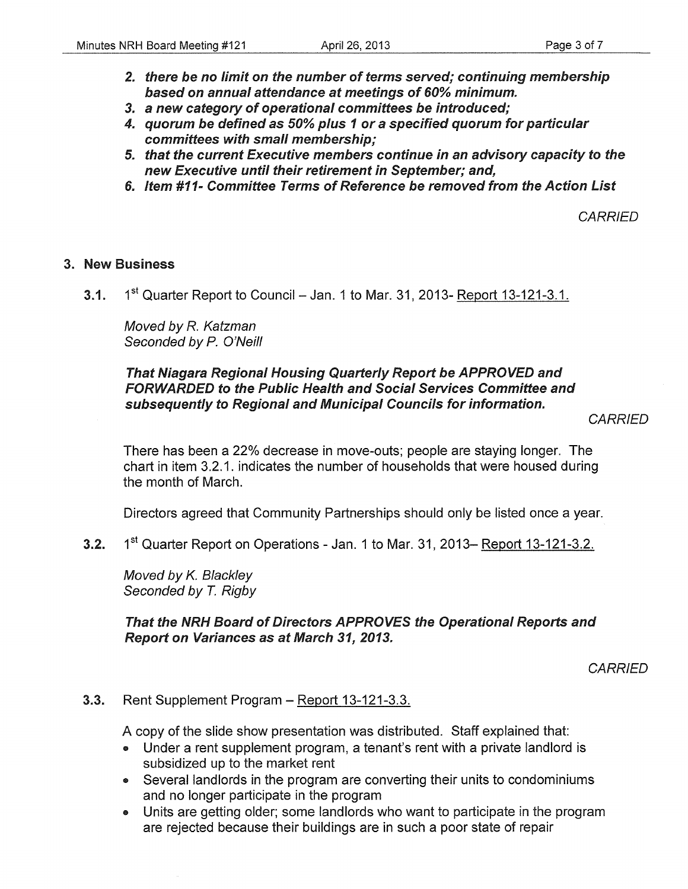2. ***there be no limit on the number of terms served; continuing membership based on annual attendance at meetings of 60% minimum.***
3. ***a new category of operational committees be introduced;***
4. ***quorum be defined as 50% plus 1 or a specified quorum for particular committees with small membership;***
5. ***that the current Executive members continue in an advisory capacity to the new Executive until their retirement in September; and,***
6. ***Item #11- Committee Terms of Reference be removed from the Action List***

*CARRIED*

## 3. New Business

**3.1.** 1st Quarter Report to Council – Jan. 1 to Mar. 31, 2013- Report 13-121-3.1.

*Moved by R. Katzman*
*Seconded by P. O'Neill*

***That Niagara Regional Housing Quarterly Report be APPROVED and FORWARDED to the Public Health and Social Services Committee and subsequently to Regional and Municipal Councils for information.***

*CARRIED*

There has been a 22% decrease in move-outs; people are staying longer. The chart in item 3.2.1. indicates the number of households that were housed during the month of March.

Directors agreed that Community Partnerships should only be listed once a year.

**3.2.** 1st Quarter Report on Operations - Jan. 1 to Mar. 31, 2013– Report 13-121-3.2.

*Moved by K. Blackley*
*Seconded by T. Rigby*

***That the NRH Board of Directors APPROVES the Operational Reports and Report on Variances as at March 31, 2013.***

*CARRIED*

**3.3.** Rent Supplement Program – Report 13-121-3.3.

A copy of the slide show presentation was distributed. Staff explained that:

- Under a rent supplement program, a tenant's rent with a private landlord is subsidized up to the market rent
- Several landlords in the program are converting their units to condominiums and no longer participate in the program
- Units are getting older; some landlords who want to participate in the program are rejected because their buildings are in such a poor state of repair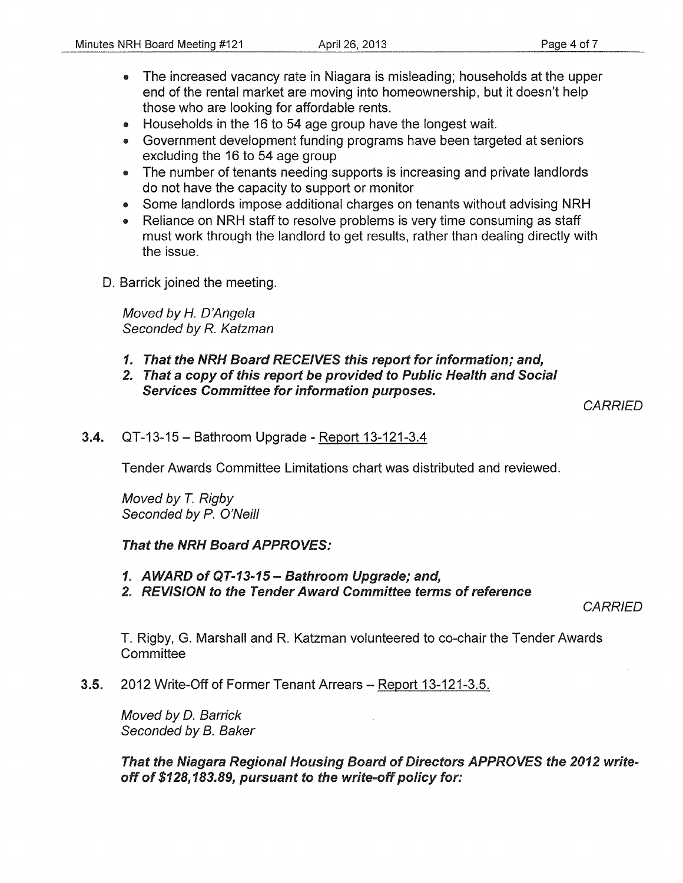- The increased vacancy rate in Niagara is misleading; households at the upper end of the rental market are moving into homeownership, but it doesn't help those who are looking for affordable rents.
- Households in the 16 to 54 age group have the longest wait.
- Government development funding programs have been targeted at seniors excluding the 16 to 54 age group
- The number of tenants needing supports is increasing and private landlords do not have the capacity to support or monitor
- Some landlords impose additional charges on tenants without advising NRH
- Reliance on NRH staff to resolve problems is very time consuming as staff must work through the landlord to get results, rather than dealing directly with the issue.

D. Barrick joined the meeting.

*Moved by H. D'Angela*
*Seconded by R. Katzman*

***1. That the NRH Board RECEIVES this report for information; and,***
***2. That a copy of this report be provided to Public Health and Social Services Committee for information purposes.***

*CARRIED*

**3.4.** QT-13-15 – Bathroom Upgrade - Report 13-121-3.4

Tender Awards Committee Limitations chart was distributed and reviewed.

*Moved by T. Rigby*
*Seconded by P. O'Neill*

***That the NRH Board APPROVES:***

***1. AWARD of QT-13-15 – Bathroom Upgrade; and,***
***2. REVISION to the Tender Award Committee terms of reference***

*CARRIED*

T. Rigby, G. Marshall and R. Katzman volunteered to co-chair the Tender Awards Committee

**3.5.** 2012 Write-Off of Former Tenant Arrears – Report 13-121-3.5.

*Moved by D. Barrick*
*Seconded by B. Baker*

***That the Niagara Regional Housing Board of Directors APPROVES the 2012 write-off of $128,183.89, pursuant to the write-off policy for:***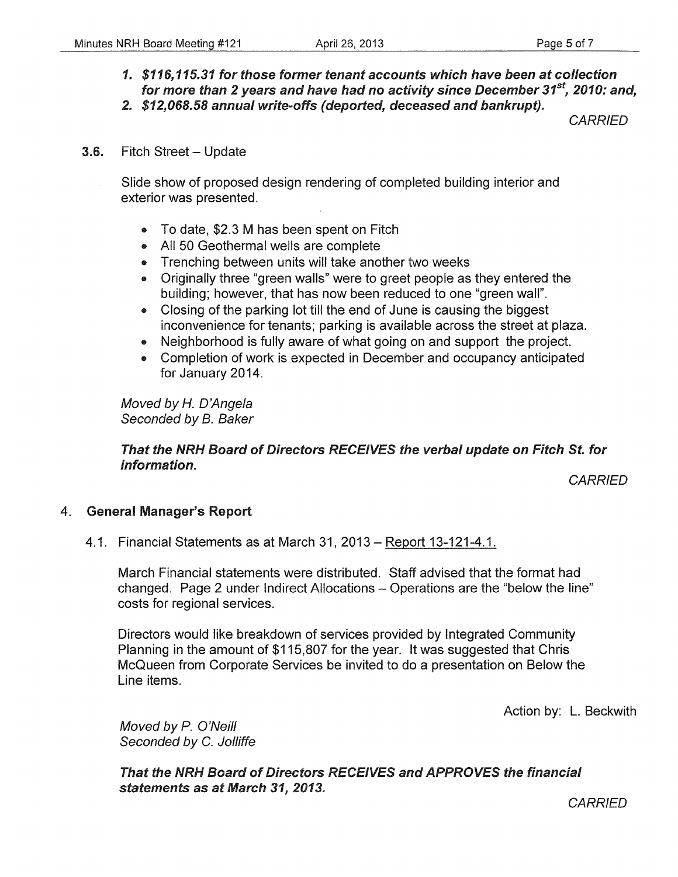1. ***$116,115.31 for those former tenant accounts which have been at collection for more than 2 years and have had no activity since December 31st, 2010: and,***
2. ***$12,068.58 annual write-offs (deported, deceased and bankrupt).***

*CARRIED*

**3.6.** Fitch Street – Update

Slide show of proposed design rendering of completed building interior and exterior was presented.

- To date, $2.3 M has been spent on Fitch
- All 50 Geothermal wells are complete
- Trenching between units will take another two weeks
- Originally three "green walls" were to greet people as they entered the building; however, that has now been reduced to one "green wall".
- Closing of the parking lot till the end of June is causing the biggest inconvenience for tenants; parking is available across the street at plaza.
- Neighborhood is fully aware of what going on and support the project.
- Completion of work is expected in December and occupancy anticipated for January 2014.

*Moved by H. D'Angela*
*Seconded by B. Baker*

***That the NRH Board of Directors RECEIVES the verbal update on Fitch St. for information.***

*CARRIED*

4. **General Manager's Report**

4.1. Financial Statements as at March 31, 2013 – Report 13-121-4.1.

March Financial statements were distributed. Staff advised that the format had changed. Page 2 under Indirect Allocations – Operations are the "below the line" costs for regional services.

Directors would like breakdown of services provided by Integrated Community Planning in the amount of $115,807 for the year. It was suggested that Chris McQueen from Corporate Services be invited to do a presentation on Below the Line items.

Action by: L. Beckwith

*Moved by P. O'Neill*
*Seconded by C. Jolliffe*

***That the NRH Board of Directors RECEIVES and APPROVES the financial statements as at March 31, 2013.***

*CARRIED*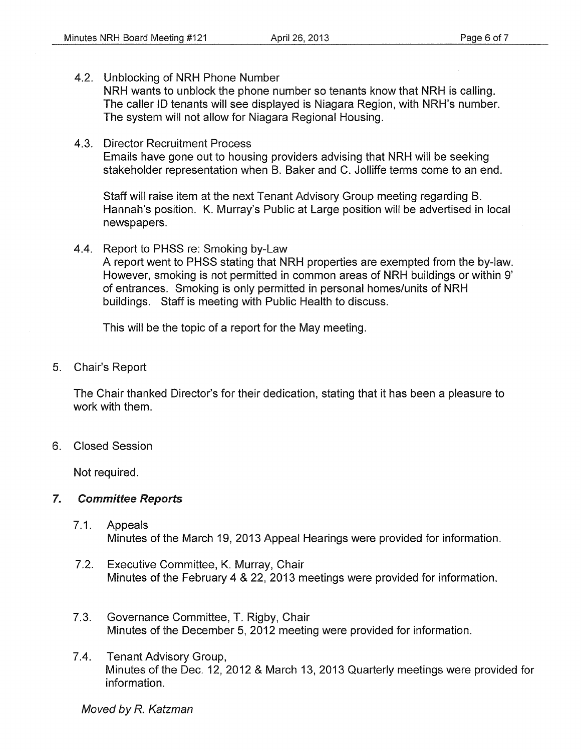4.2. Unblocking of NRH Phone Number
NRH wants to unblock the phone number so tenants know that NRH is calling. The caller ID tenants will see displayed is Niagara Region, with NRH's number. The system will not allow for Niagara Regional Housing.

4.3. Director Recruitment Process
Emails have gone out to housing providers advising that NRH will be seeking stakeholder representation when B. Baker and C. Jolliffe terms come to an end.

Staff will raise item at the next Tenant Advisory Group meeting regarding B. Hannah's position. K. Murray's Public at Large position will be advertised in local newspapers.

4.4. Report to PHSS re: Smoking by-Law
A report went to PHSS stating that NRH properties are exempted from the by-law. However, smoking is not permitted in common areas of NRH buildings or within 9' of entrances. Smoking is only permitted in personal homes/units of NRH buildings. Staff is meeting with Public Health to discuss.

This will be the topic of a report for the May meeting.

5. Chair's Report

The Chair thanked Director's for their dedication, stating that it has been a pleasure to work with them.

6. Closed Session

Not required.

## *7. Committee Reports*

7.1. Appeals
Minutes of the March 19, 2013 Appeal Hearings were provided for information.

7.2. Executive Committee, K. Murray, Chair
Minutes of the February 4 & 22, 2013 meetings were provided for information.

7.3. Governance Committee, T. Rigby, Chair
Minutes of the December 5, 2012 meeting were provided for information.

7.4. Tenant Advisory Group,
Minutes of the Dec. 12, 2012 & March 13, 2013 Quarterly meetings were provided for information.

*Moved by R. Katzman*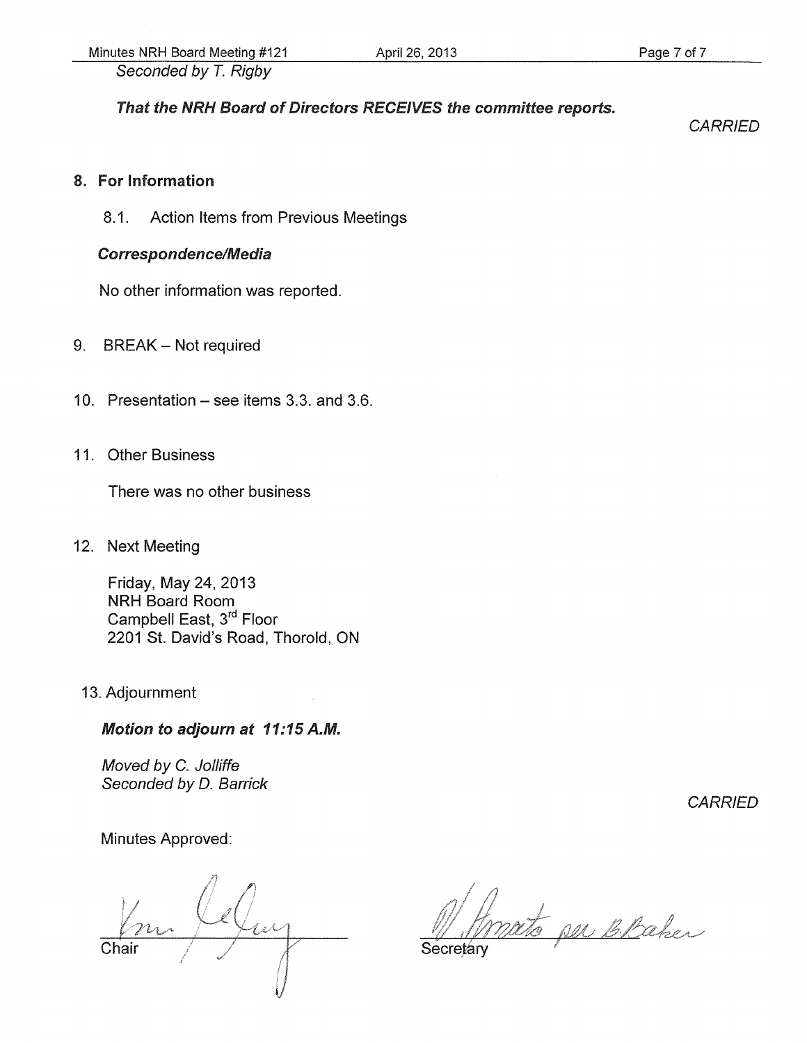*Seconded by T. Rigby*

***That the NRH Board of Directors RECEIVES the committee reports.***

*CARRIED*

## 8. For Information

8.1. Action Items from Previous Meetings

***Correspondence/Media***

No other information was reported.

## 9. BREAK – Not required

## 10. Presentation – see items 3.3. and 3.6.

## 11. Other Business

There was no other business

## 12. Next Meeting

Friday, May 24, 2013
NRH Board Room
Campbell East, 3rd Floor
2201 St. David's Road, Thorold, ON

## 13. Adjournment

***Motion to adjourn at 11:15 A.M.***

*Moved by C. Jolliffe*
*Seconded by D. Barrick*

*CARRIED*

Minutes Approved:

Chair

Secretary